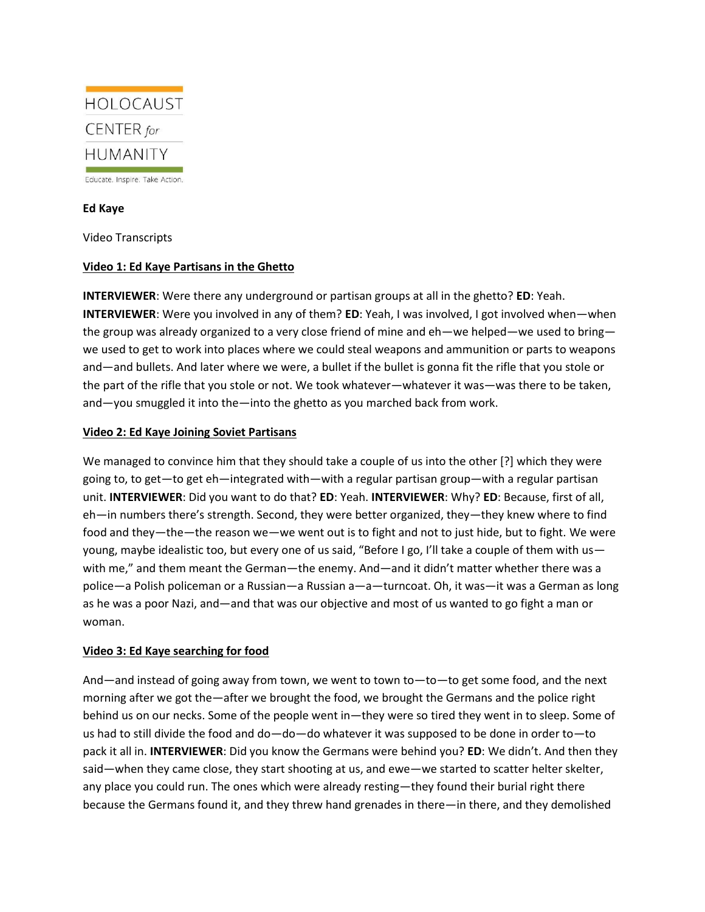HOLOCAUST

CENTER *for*

HUMANITY

Educate. Inspire. Take Action.

**Ed Kaye**

Video Transcripts

**Video 1: Ed Kaye Partisans in the Ghetto**

**INTERVIEWER**: Were there any underground or partisan groups at all in the ghetto? **ED**: Yeah. **INTERVIEWER**: Were you involved in any of them? **ED**: Yeah, I was involved, I got involved when—when the group was already organized to a very close friend of mine and eh—we helped—we used to bring—we used to get to work into places where we could steal weapons and ammunition or parts to weapons and—and bullets. And later where we were, a bullet if the bullet is gonna fit the rifle that you stole or the part of the rifle that you stole or not. We took whatever—whatever it was—was there to be taken, and—you smuggled it into the—into the ghetto as you marched back from work.

**Video 2: Ed Kaye Joining Soviet Partisans**

We managed to convince him that they should take a couple of us into the other [?] which they were going to, to get—to get eh—integrated with—with a regular partisan group—with a regular partisan unit. **INTERVIEWER**: Did you want to do that? **ED**: Yeah. **INTERVIEWER**: Why? **ED**: Because, first of all, eh—in numbers there's strength. Second, they were better organized, they—they knew where to find food and they—the—the reason we—we went out is to fight and not to just hide, but to fight. We were young, maybe idealistic too, but every one of us said, "Before I go, I'll take a couple of them with us—with me," and them meant the German—the enemy. And—and it didn't matter whether there was a police—a Polish policeman or a Russian—a Russian a—a—turncoat. Oh, it was—it was a German as long as he was a poor Nazi, and—and that was our objective and most of us wanted to go fight a man or woman.

**Video 3: Ed Kaye searching for food**

And—and instead of going away from town, we went to town to—to—to get some food, and the next morning after we got the—after we brought the food, we brought the Germans and the police right behind us on our necks. Some of the people went in—they were so tired they went in to sleep. Some of us had to still divide the food and do—do—do whatever it was supposed to be done in order to—to pack it all in. **INTERVIEWER**: Did you know the Germans were behind you? **ED**: We didn't. And then they said—when they came close, they start shooting at us, and ewe—we started to scatter helter skelter, any place you could run. The ones which were already resting—they found their burial right there because the Germans found it, and they threw hand grenades in there—in there, and they demolished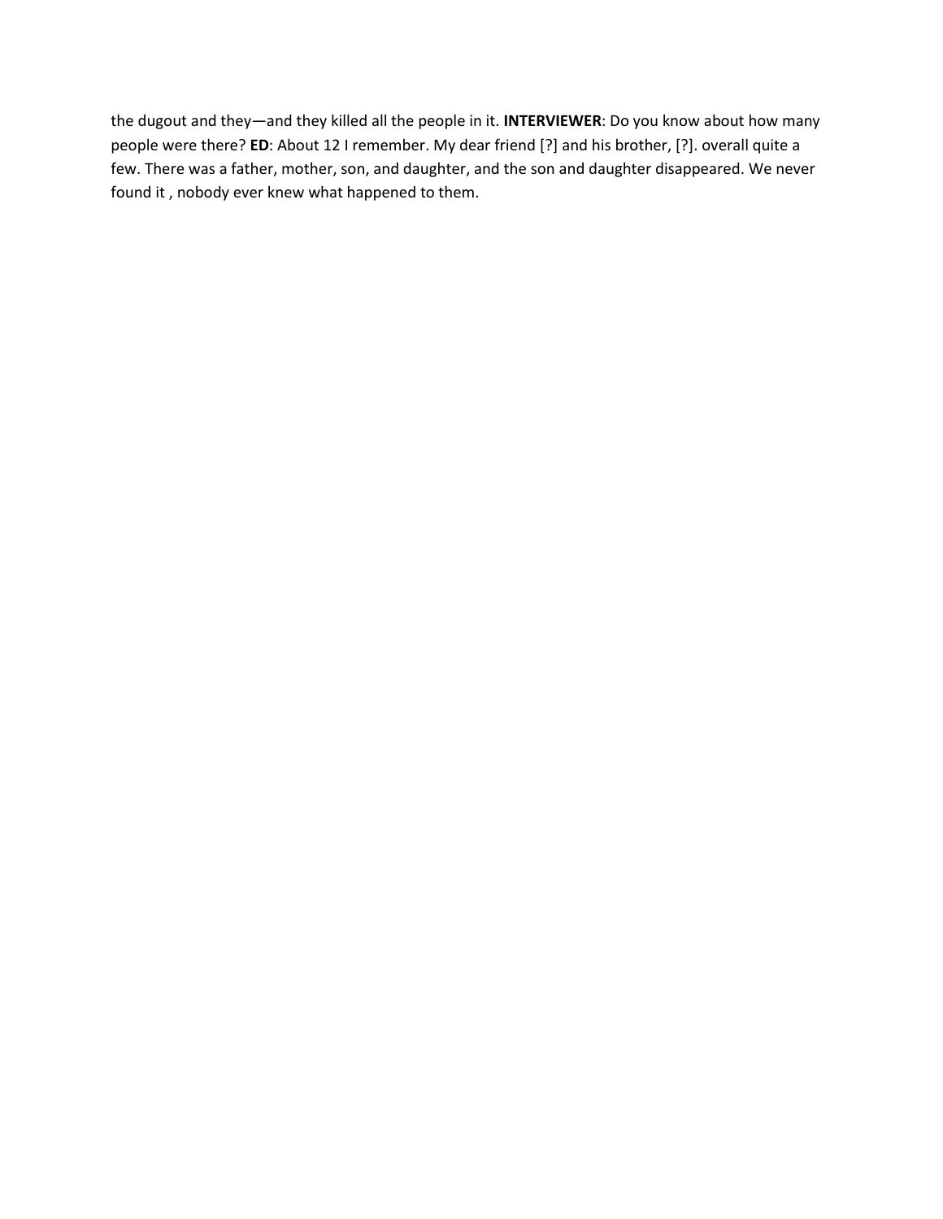the dugout and they—and they killed all the people in it. **INTERVIEWER**: Do you know about how many people were there? **ED**: About 12 I remember. My dear friend [?] and his brother, [?]. overall quite a few. There was a father, mother, son, and daughter, and the son and daughter disappeared. We never found it , nobody ever knew what happened to them.